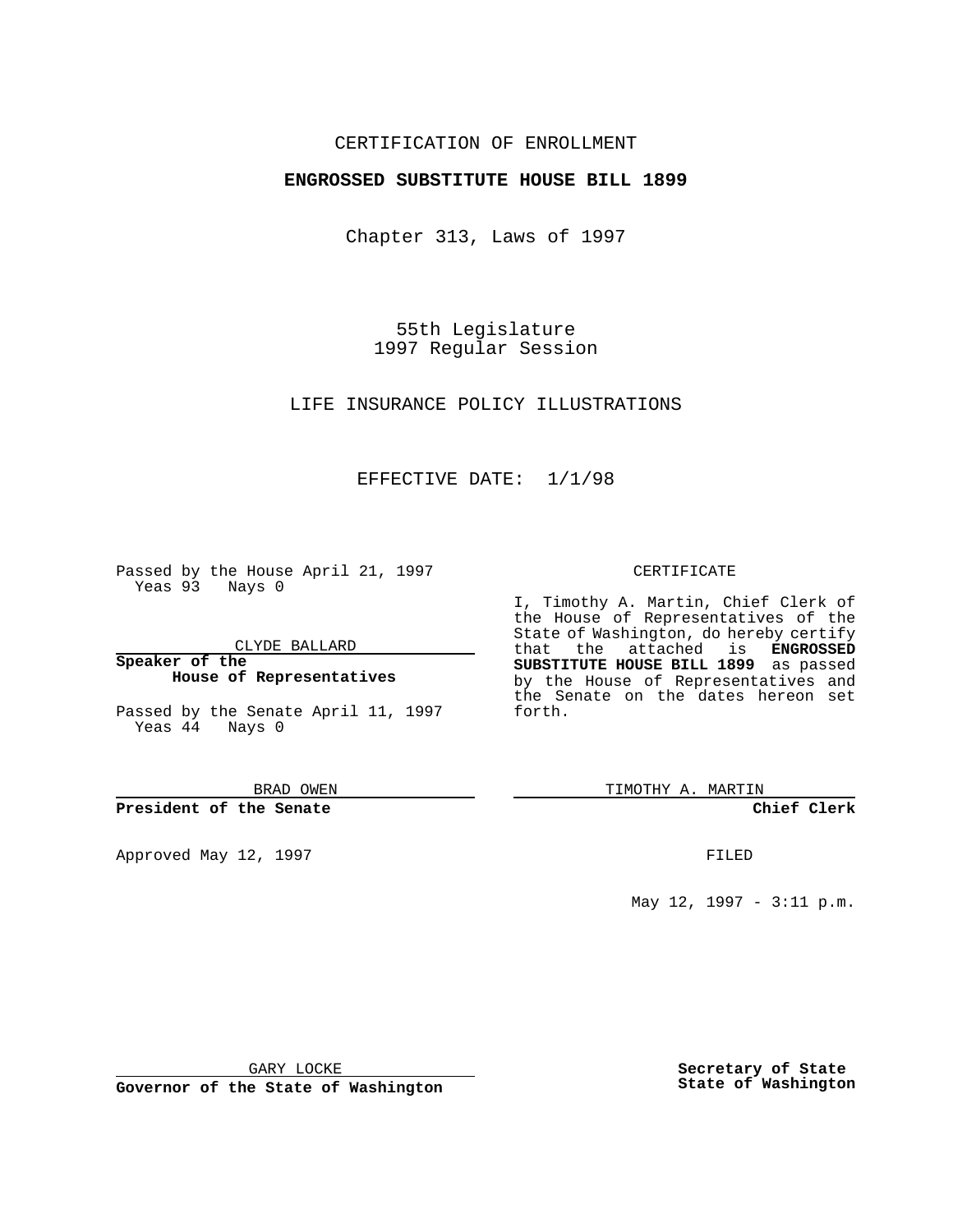CERTIFICATION OF ENROLLMENT

**ENGROSSED SUBSTITUTE HOUSE BILL 1899**

Chapter 313, Laws of 1997

55th Legislature
1997 Regular Session

LIFE INSURANCE POLICY ILLUSTRATIONS

EFFECTIVE DATE: 1/1/98

Passed by the House April 21, 1997
Yeas 93 Nays 0

CLYDE BALLARD

**Speaker of the House of Representatives**

Passed by the Senate April 11, 1997
Yeas 44 Nays 0

BRAD OWEN

**President of the Senate**

Approved May 12, 1997

GARY LOCKE

**Governor of the State of Washington**

CERTIFICATE

I, Timothy A. Martin, Chief Clerk of the House of Representatives of the State of Washington, do hereby certify that the attached is **ENGROSSED SUBSTITUTE HOUSE BILL 1899** as passed by the House of Representatives and the Senate on the dates hereon set forth.

TIMOTHY A. MARTIN

**Chief Clerk**

FILED

May 12, 1997 - 3:11 p.m.

**Secretary of State State of Washington**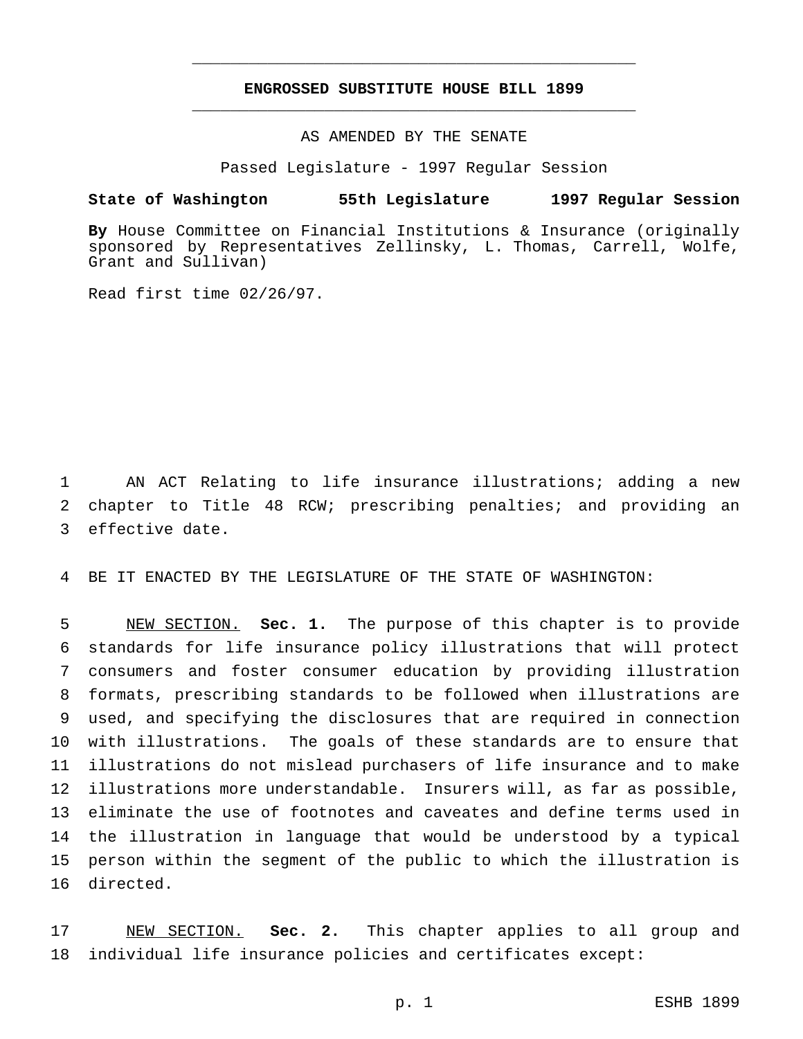# ENGROSSED SUBSTITUTE HOUSE BILL 1899

AS AMENDED BY THE SENATE

Passed Legislature - 1997 Regular Session

**State of Washington 55th Legislature 1997 Regular Session**

**By** House Committee on Financial Institutions & Insurance (originally sponsored by Representatives Zellinsky, L. Thomas, Carrell, Wolfe, Grant and Sullivan)

Read first time 02/26/97.

AN ACT Relating to life insurance illustrations; adding a new chapter to Title 48 RCW; prescribing penalties; and providing an effective date.

BE IT ENACTED BY THE LEGISLATURE OF THE STATE OF WASHINGTON:

NEW SECTION. **Sec. 1.** The purpose of this chapter is to provide standards for life insurance policy illustrations that will protect consumers and foster consumer education by providing illustration formats, prescribing standards to be followed when illustrations are used, and specifying the disclosures that are required in connection with illustrations. The goals of these standards are to ensure that illustrations do not mislead purchasers of life insurance and to make illustrations more understandable. Insurers will, as far as possible, eliminate the use of footnotes and caveates and define terms used in the illustration in language that would be understood by a typical person within the segment of the public to which the illustration is directed.

NEW SECTION. **Sec. 2.** This chapter applies to all group and individual life insurance policies and certificates except: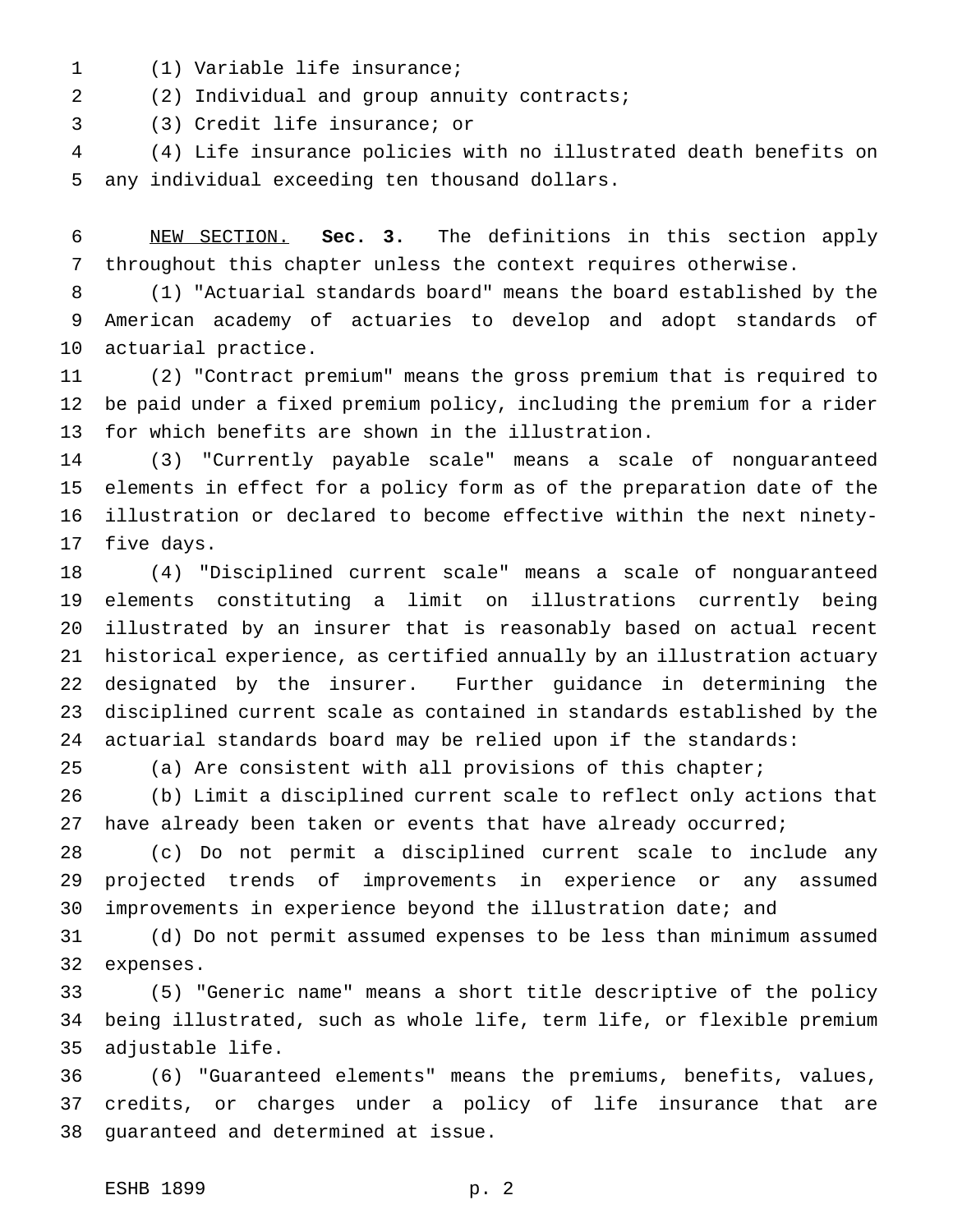(1) Variable life insurance;

(2) Individual and group annuity contracts;

(3) Credit life insurance; or

(4) Life insurance policies with no illustrated death benefits on any individual exceeding ten thousand dollars.

NEW SECTION. **Sec. 3.** The definitions in this section apply throughout this chapter unless the context requires otherwise.

(1) "Actuarial standards board" means the board established by the American academy of actuaries to develop and adopt standards of actuarial practice.

(2) "Contract premium" means the gross premium that is required to be paid under a fixed premium policy, including the premium for a rider for which benefits are shown in the illustration.

(3) "Currently payable scale" means a scale of nonguaranteed elements in effect for a policy form as of the preparation date of the illustration or declared to become effective within the next ninety-five days.

(4) "Disciplined current scale" means a scale of nonguaranteed elements constituting a limit on illustrations currently being illustrated by an insurer that is reasonably based on actual recent historical experience, as certified annually by an illustration actuary designated by the insurer. Further guidance in determining the disciplined current scale as contained in standards established by the actuarial standards board may be relied upon if the standards:

(a) Are consistent with all provisions of this chapter;

(b) Limit a disciplined current scale to reflect only actions that have already been taken or events that have already occurred;

(c) Do not permit a disciplined current scale to include any projected trends of improvements in experience or any assumed improvements in experience beyond the illustration date; and

(d) Do not permit assumed expenses to be less than minimum assumed expenses.

(5) "Generic name" means a short title descriptive of the policy being illustrated, such as whole life, term life, or flexible premium adjustable life.

(6) "Guaranteed elements" means the premiums, benefits, values, credits, or charges under a policy of life insurance that are guaranteed and determined at issue.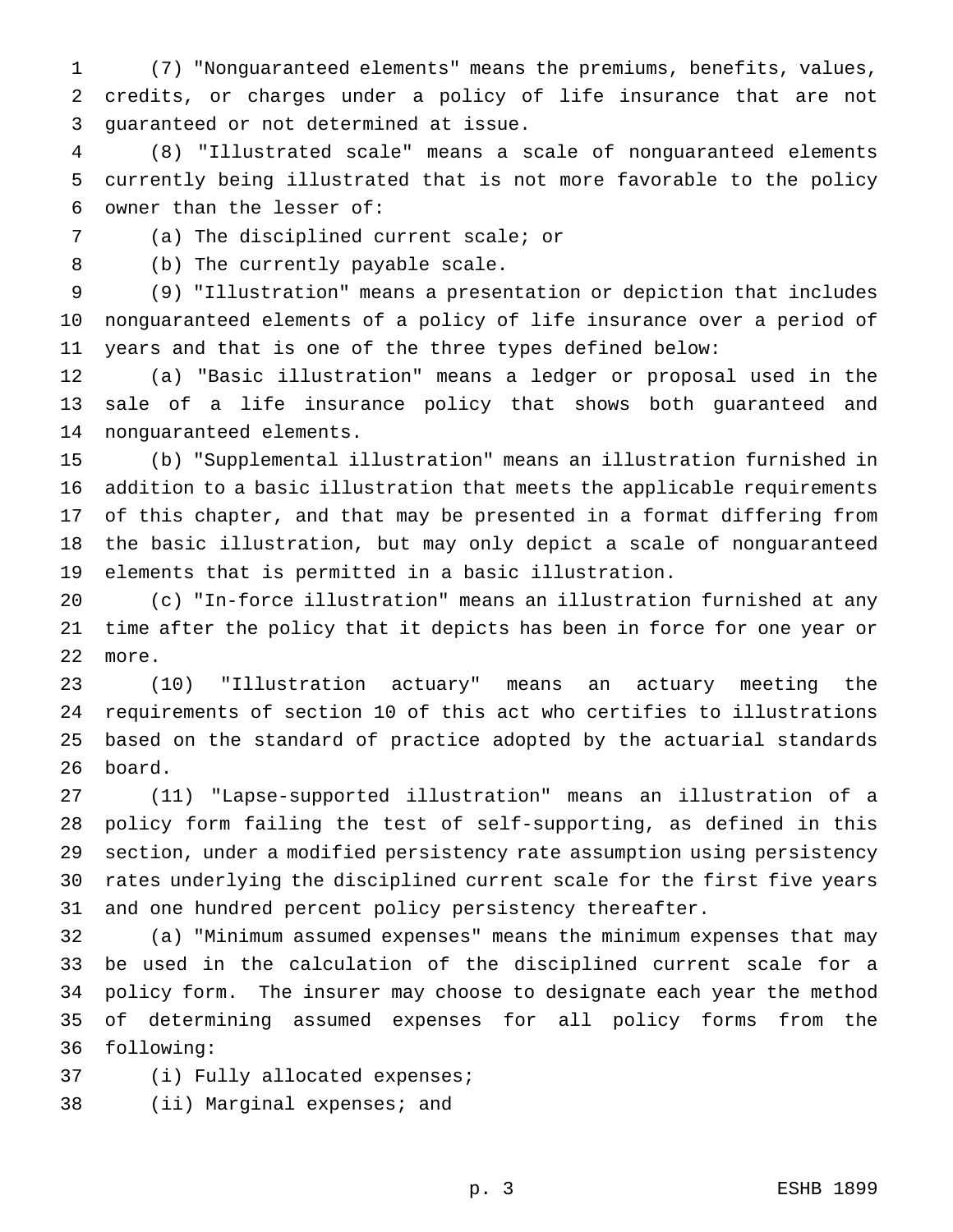(7) "Nonguaranteed elements" means the premiums, benefits, values, credits, or charges under a policy of life insurance that are not guaranteed or not determined at issue.

(8) "Illustrated scale" means a scale of nonguaranteed elements currently being illustrated that is not more favorable to the policy owner than the lesser of:

(a) The disciplined current scale; or

(b) The currently payable scale.

(9) "Illustration" means a presentation or depiction that includes nonguaranteed elements of a policy of life insurance over a period of years and that is one of the three types defined below:

(a) "Basic illustration" means a ledger or proposal used in the sale of a life insurance policy that shows both guaranteed and nonguaranteed elements.

(b) "Supplemental illustration" means an illustration furnished in addition to a basic illustration that meets the applicable requirements of this chapter, and that may be presented in a format differing from the basic illustration, but may only depict a scale of nonguaranteed elements that is permitted in a basic illustration.

(c) "In-force illustration" means an illustration furnished at any time after the policy that it depicts has been in force for one year or more.

(10) "Illustration actuary" means an actuary meeting the requirements of section 10 of this act who certifies to illustrations based on the standard of practice adopted by the actuarial standards board.

(11) "Lapse-supported illustration" means an illustration of a policy form failing the test of self-supporting, as defined in this section, under a modified persistency rate assumption using persistency rates underlying the disciplined current scale for the first five years and one hundred percent policy persistency thereafter.

(a) "Minimum assumed expenses" means the minimum expenses that may be used in the calculation of the disciplined current scale for a policy form. The insurer may choose to designate each year the method of determining assumed expenses for all policy forms from the following:

(i) Fully allocated expenses;

(ii) Marginal expenses; and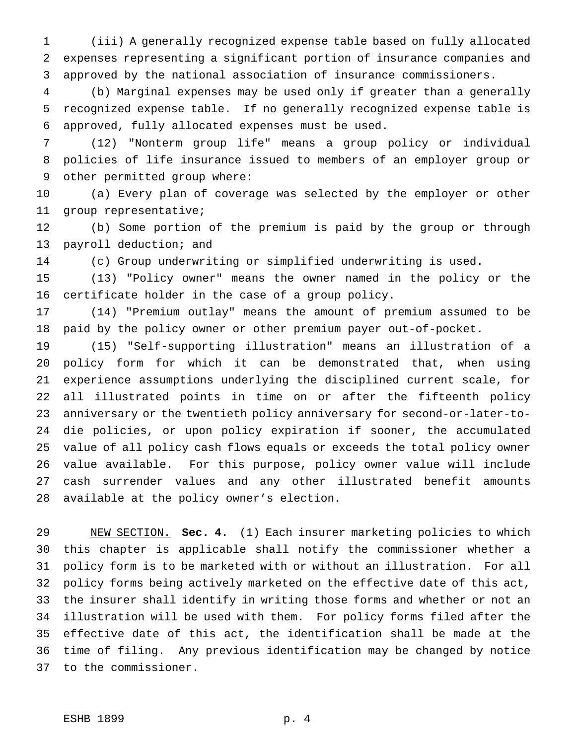(iii) A generally recognized expense table based on fully allocated expenses representing a significant portion of insurance companies and approved by the national association of insurance commissioners.

(b) Marginal expenses may be used only if greater than a generally recognized expense table. If no generally recognized expense table is approved, fully allocated expenses must be used.

(12) "Nonterm group life" means a group policy or individual policies of life insurance issued to members of an employer group or other permitted group where:

(a) Every plan of coverage was selected by the employer or other group representative;

(b) Some portion of the premium is paid by the group or through payroll deduction; and

(c) Group underwriting or simplified underwriting is used.

(13) "Policy owner" means the owner named in the policy or the certificate holder in the case of a group policy.

(14) "Premium outlay" means the amount of premium assumed to be paid by the policy owner or other premium payer out-of-pocket.

(15) "Self-supporting illustration" means an illustration of a policy form for which it can be demonstrated that, when using experience assumptions underlying the disciplined current scale, for all illustrated points in time on or after the fifteenth policy anniversary or the twentieth policy anniversary for second-or-later-to-die policies, or upon policy expiration if sooner, the accumulated value of all policy cash flows equals or exceeds the total policy owner value available. For this purpose, policy owner value will include cash surrender values and any other illustrated benefit amounts available at the policy owner's election.

NEW SECTION. **Sec. 4.** (1) Each insurer marketing policies to which this chapter is applicable shall notify the commissioner whether a policy form is to be marketed with or without an illustration. For all policy forms being actively marketed on the effective date of this act, the insurer shall identify in writing those forms and whether or not an illustration will be used with them. For policy forms filed after the effective date of this act, the identification shall be made at the time of filing. Any previous identification may be changed by notice to the commissioner.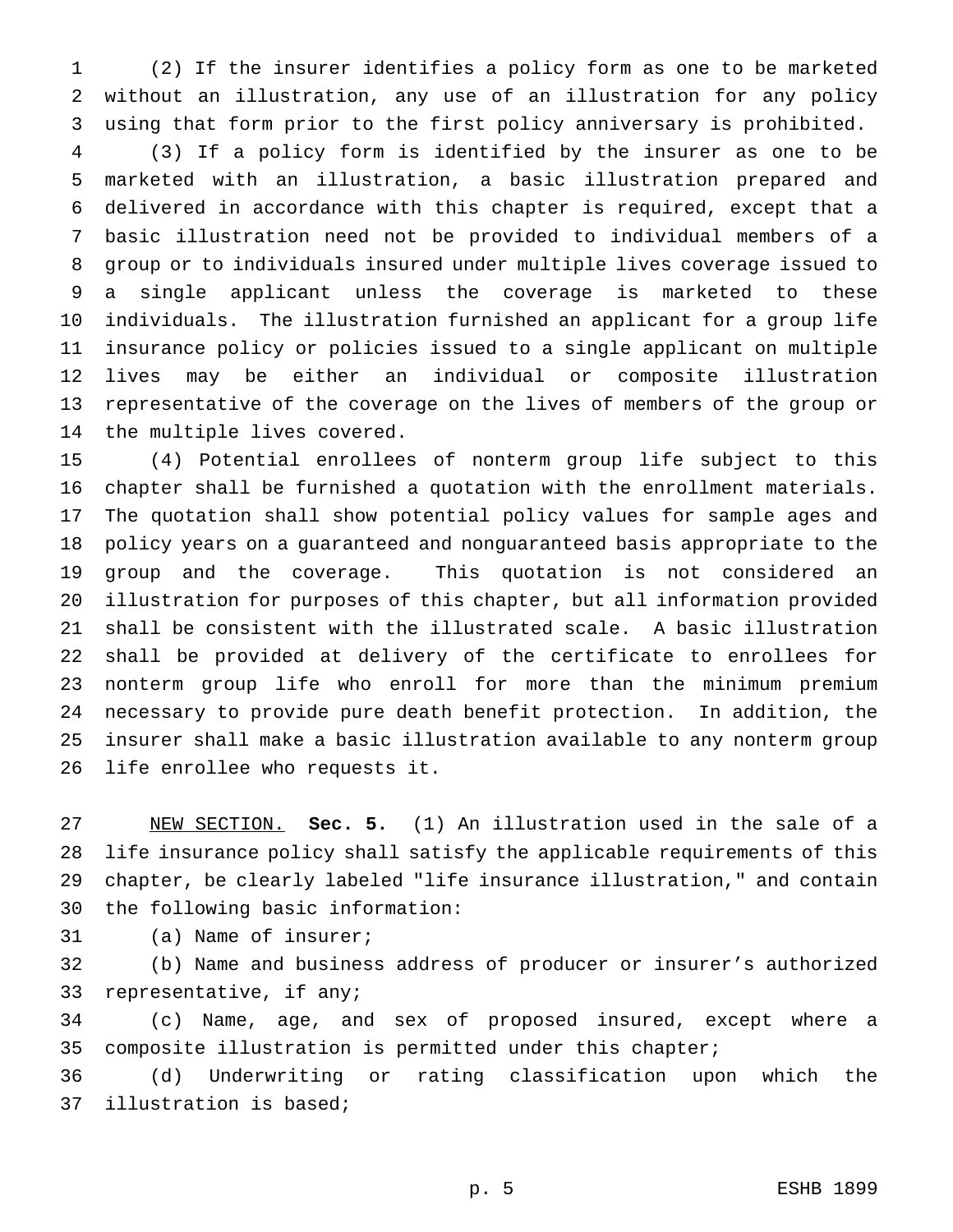(2) If the insurer identifies a policy form as one to be marketed without an illustration, any use of an illustration for any policy using that form prior to the first policy anniversary is prohibited.

(3) If a policy form is identified by the insurer as one to be marketed with an illustration, a basic illustration prepared and delivered in accordance with this chapter is required, except that a basic illustration need not be provided to individual members of a group or to individuals insured under multiple lives coverage issued to a single applicant unless the coverage is marketed to these individuals. The illustration furnished an applicant for a group life insurance policy or policies issued to a single applicant on multiple lives may be either an individual or composite illustration representative of the coverage on the lives of members of the group or the multiple lives covered.

(4) Potential enrollees of nonterm group life subject to this chapter shall be furnished a quotation with the enrollment materials. The quotation shall show potential policy values for sample ages and policy years on a guaranteed and nonguaranteed basis appropriate to the group and the coverage. This quotation is not considered an illustration for purposes of this chapter, but all information provided shall be consistent with the illustrated scale. A basic illustration shall be provided at delivery of the certificate to enrollees for nonterm group life who enroll for more than the minimum premium necessary to provide pure death benefit protection. In addition, the insurer shall make a basic illustration available to any nonterm group life enrollee who requests it.

NEW SECTION. **Sec. 5.** (1) An illustration used in the sale of a life insurance policy shall satisfy the applicable requirements of this chapter, be clearly labeled "life insurance illustration," and contain the following basic information:

(a) Name of insurer;

(b) Name and business address of producer or insurer's authorized representative, if any;

(c) Name, age, and sex of proposed insured, except where a composite illustration is permitted under this chapter;

(d) Underwriting or rating classification upon which the illustration is based;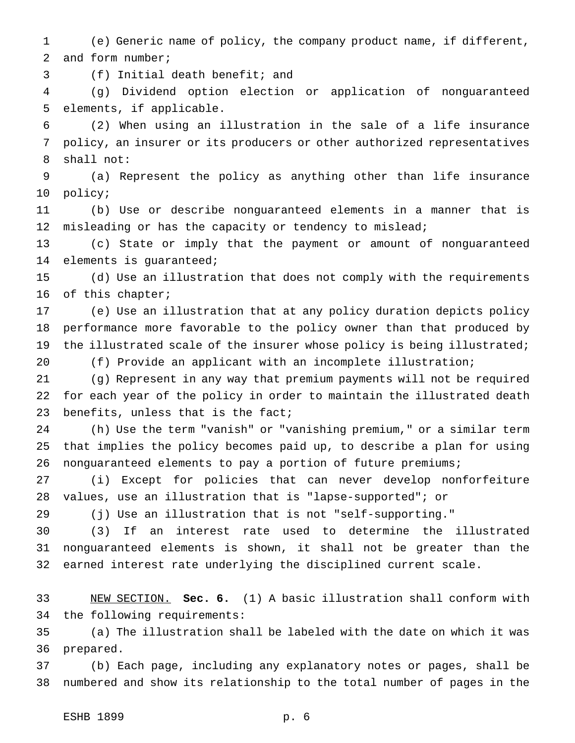(e) Generic name of policy, the company product name, if different, and form number;

(f) Initial death benefit; and

(g) Dividend option election or application of nonguaranteed elements, if applicable.

(2) When using an illustration in the sale of a life insurance policy, an insurer or its producers or other authorized representatives shall not:

(a) Represent the policy as anything other than life insurance policy;

(b) Use or describe nonguaranteed elements in a manner that is misleading or has the capacity or tendency to mislead;

(c) State or imply that the payment or amount of nonguaranteed elements is guaranteed;

(d) Use an illustration that does not comply with the requirements of this chapter;

(e) Use an illustration that at any policy duration depicts policy performance more favorable to the policy owner than that produced by the illustrated scale of the insurer whose policy is being illustrated;

(f) Provide an applicant with an incomplete illustration;

(g) Represent in any way that premium payments will not be required for each year of the policy in order to maintain the illustrated death benefits, unless that is the fact;

(h) Use the term "vanish" or "vanishing premium," or a similar term that implies the policy becomes paid up, to describe a plan for using nonguaranteed elements to pay a portion of future premiums;

(i) Except for policies that can never develop nonforfeiture values, use an illustration that is "lapse-supported"; or

(j) Use an illustration that is not "self-supporting."

(3) If an interest rate used to determine the illustrated nonguaranteed elements is shown, it shall not be greater than the earned interest rate underlying the disciplined current scale.

NEW SECTION. **Sec. 6.** (1) A basic illustration shall conform with the following requirements:

(a) The illustration shall be labeled with the date on which it was prepared.

(b) Each page, including any explanatory notes or pages, shall be numbered and show its relationship to the total number of pages in the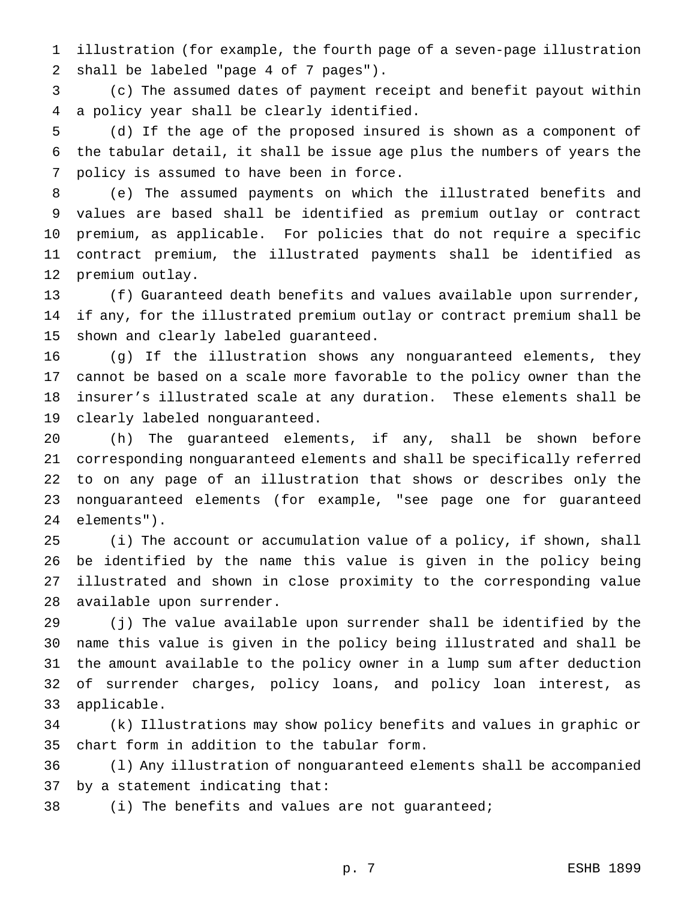illustration (for example, the fourth page of a seven-page illustration shall be labeled "page 4 of 7 pages").

(c) The assumed dates of payment receipt and benefit payout within a policy year shall be clearly identified.

(d) If the age of the proposed insured is shown as a component of the tabular detail, it shall be issue age plus the numbers of years the policy is assumed to have been in force.

(e) The assumed payments on which the illustrated benefits and values are based shall be identified as premium outlay or contract premium, as applicable. For policies that do not require a specific contract premium, the illustrated payments shall be identified as premium outlay.

(f) Guaranteed death benefits and values available upon surrender, if any, for the illustrated premium outlay or contract premium shall be shown and clearly labeled guaranteed.

(g) If the illustration shows any nonguaranteed elements, they cannot be based on a scale more favorable to the policy owner than the insurer's illustrated scale at any duration. These elements shall be clearly labeled nonguaranteed.

(h) The guaranteed elements, if any, shall be shown before corresponding nonguaranteed elements and shall be specifically referred to on any page of an illustration that shows or describes only the nonguaranteed elements (for example, "see page one for guaranteed elements").

(i) The account or accumulation value of a policy, if shown, shall be identified by the name this value is given in the policy being illustrated and shown in close proximity to the corresponding value available upon surrender.

(j) The value available upon surrender shall be identified by the name this value is given in the policy being illustrated and shall be the amount available to the policy owner in a lump sum after deduction of surrender charges, policy loans, and policy loan interest, as applicable.

(k) Illustrations may show policy benefits and values in graphic or chart form in addition to the tabular form.

(l) Any illustration of nonguaranteed elements shall be accompanied by a statement indicating that:

(i) The benefits and values are not guaranteed;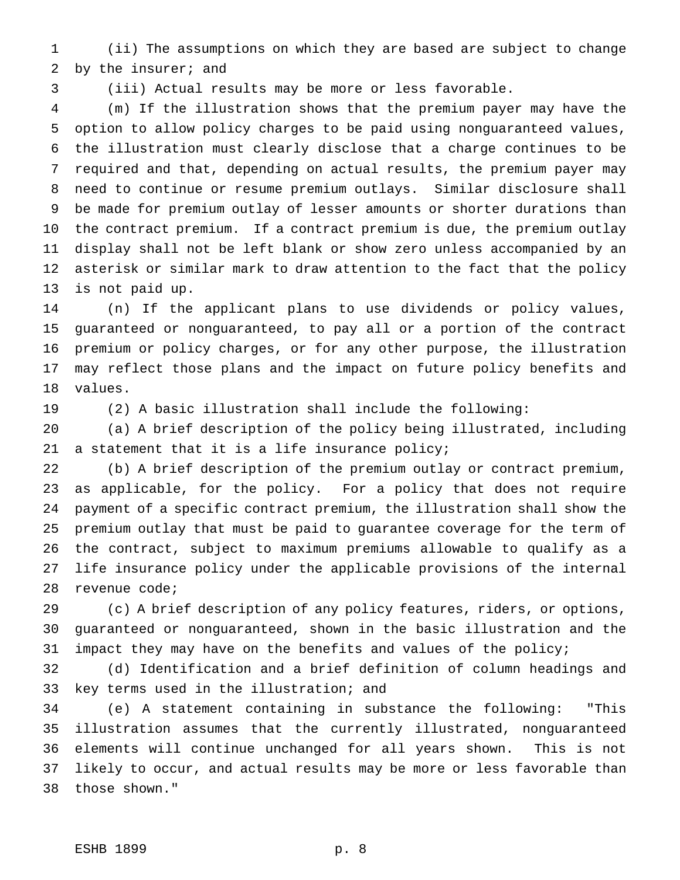(ii) The assumptions on which they are based are subject to change by the insurer; and

(iii) Actual results may be more or less favorable.

(m) If the illustration shows that the premium payer may have the option to allow policy charges to be paid using nonguaranteed values, the illustration must clearly disclose that a charge continues to be required and that, depending on actual results, the premium payer may need to continue or resume premium outlays. Similar disclosure shall be made for premium outlay of lesser amounts or shorter durations than the contract premium. If a contract premium is due, the premium outlay display shall not be left blank or show zero unless accompanied by an asterisk or similar mark to draw attention to the fact that the policy is not paid up.

(n) If the applicant plans to use dividends or policy values, guaranteed or nonguaranteed, to pay all or a portion of the contract premium or policy charges, or for any other purpose, the illustration may reflect those plans and the impact on future policy benefits and values.

(2) A basic illustration shall include the following:

(a) A brief description of the policy being illustrated, including a statement that it is a life insurance policy;

(b) A brief description of the premium outlay or contract premium, as applicable, for the policy. For a policy that does not require payment of a specific contract premium, the illustration shall show the premium outlay that must be paid to guarantee coverage for the term of the contract, subject to maximum premiums allowable to qualify as a life insurance policy under the applicable provisions of the internal revenue code;

(c) A brief description of any policy features, riders, or options, guaranteed or nonguaranteed, shown in the basic illustration and the impact they may have on the benefits and values of the policy;

(d) Identification and a brief definition of column headings and key terms used in the illustration; and

(e) A statement containing in substance the following: "This illustration assumes that the currently illustrated, nonguaranteed elements will continue unchanged for all years shown. This is not likely to occur, and actual results may be more or less favorable than those shown."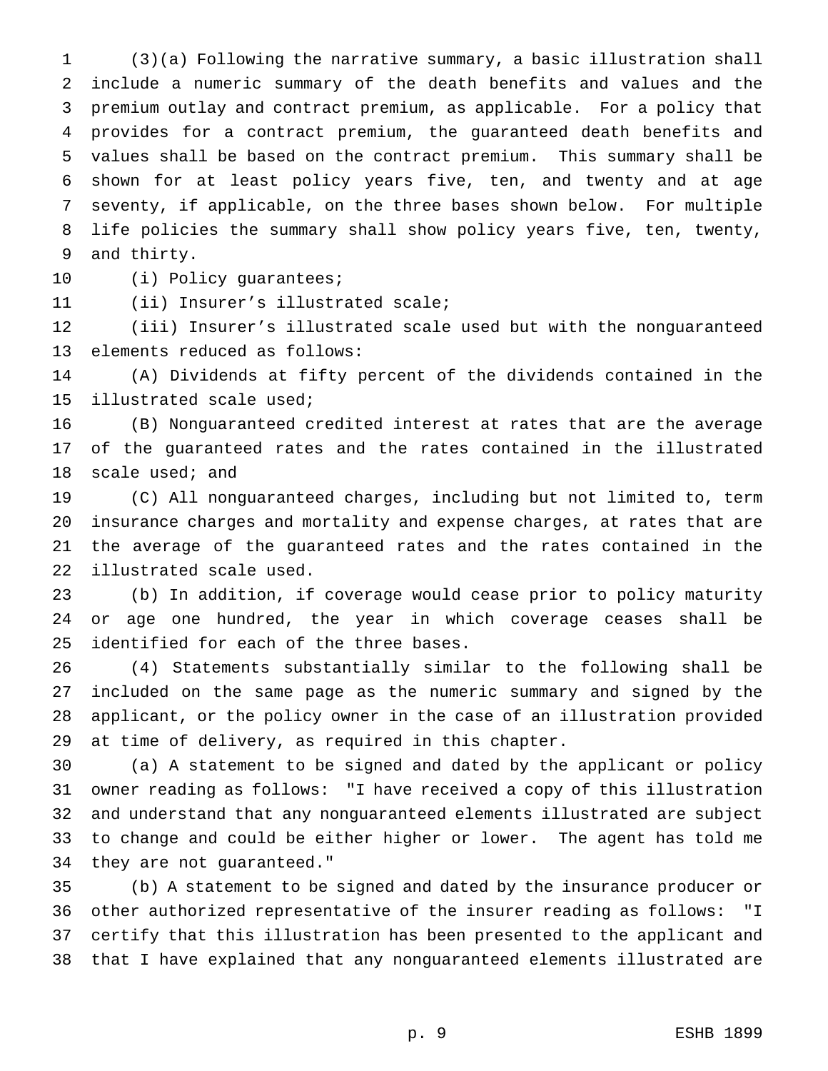(3)(a) Following the narrative summary, a basic illustration shall include a numeric summary of the death benefits and values and the premium outlay and contract premium, as applicable. For a policy that provides for a contract premium, the guaranteed death benefits and values shall be based on the contract premium. This summary shall be shown for at least policy years five, ten, and twenty and at age seventy, if applicable, on the three bases shown below. For multiple life policies the summary shall show policy years five, ten, twenty, and thirty.

(i) Policy guarantees;

(ii) Insurer's illustrated scale;

(iii) Insurer's illustrated scale used but with the nonguaranteed elements reduced as follows:

(A) Dividends at fifty percent of the dividends contained in the illustrated scale used;

(B) Nonguaranteed credited interest at rates that are the average of the guaranteed rates and the rates contained in the illustrated scale used; and

(C) All nonguaranteed charges, including but not limited to, term insurance charges and mortality and expense charges, at rates that are the average of the guaranteed rates and the rates contained in the illustrated scale used.

(b) In addition, if coverage would cease prior to policy maturity or age one hundred, the year in which coverage ceases shall be identified for each of the three bases.

(4) Statements substantially similar to the following shall be included on the same page as the numeric summary and signed by the applicant, or the policy owner in the case of an illustration provided at time of delivery, as required in this chapter.

(a) A statement to be signed and dated by the applicant or policy owner reading as follows: "I have received a copy of this illustration and understand that any nonguaranteed elements illustrated are subject to change and could be either higher or lower. The agent has told me they are not guaranteed."

(b) A statement to be signed and dated by the insurance producer or other authorized representative of the insurer reading as follows: "I certify that this illustration has been presented to the applicant and that I have explained that any nonguaranteed elements illustrated are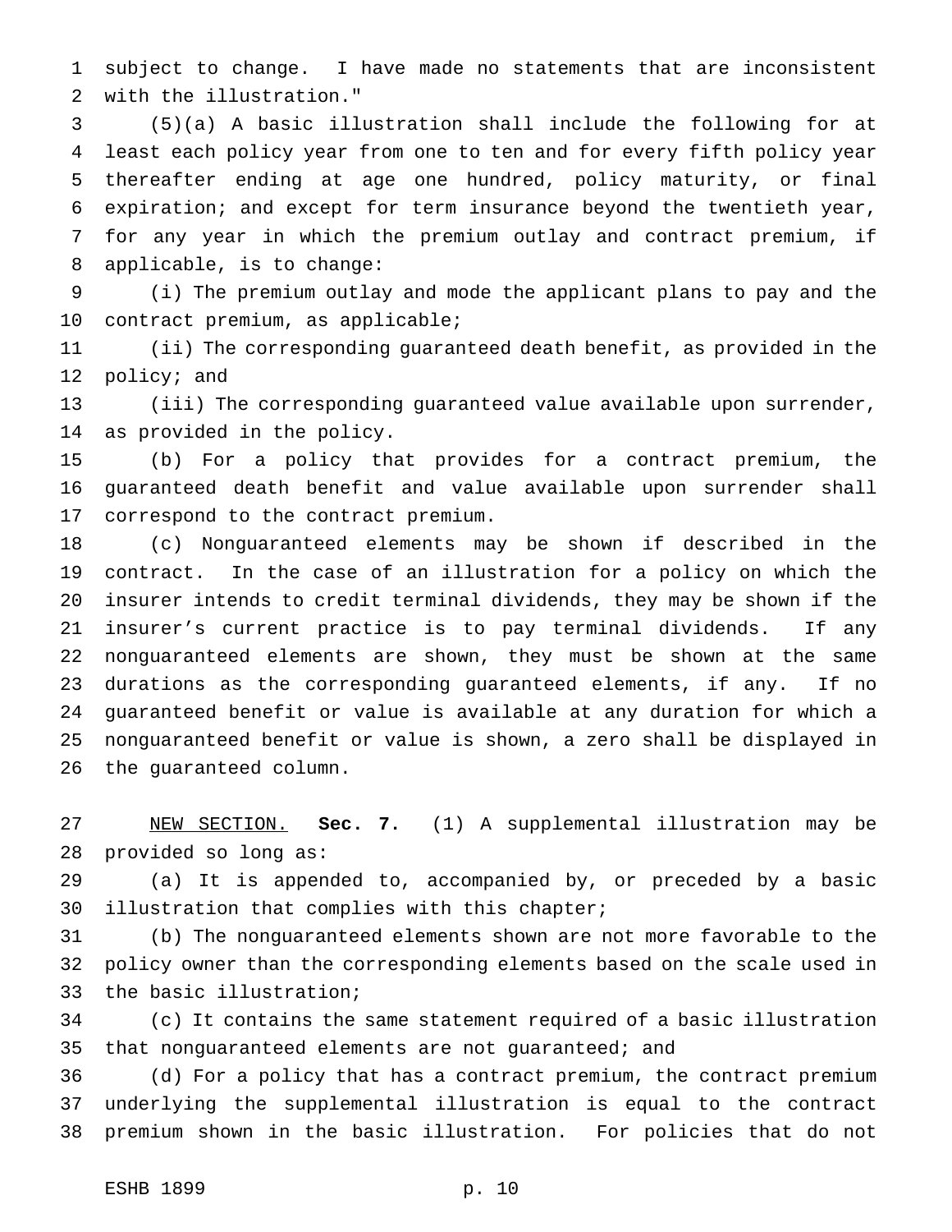subject to change. I have made no statements that are inconsistent with the illustration."

(5)(a) A basic illustration shall include the following for at least each policy year from one to ten and for every fifth policy year thereafter ending at age one hundred, policy maturity, or final expiration; and except for term insurance beyond the twentieth year, for any year in which the premium outlay and contract premium, if applicable, is to change:

(i) The premium outlay and mode the applicant plans to pay and the contract premium, as applicable;

(ii) The corresponding guaranteed death benefit, as provided in the policy; and

(iii) The corresponding guaranteed value available upon surrender, as provided in the policy.

(b) For a policy that provides for a contract premium, the guaranteed death benefit and value available upon surrender shall correspond to the contract premium.

(c) Nonguaranteed elements may be shown if described in the contract. In the case of an illustration for a policy on which the insurer intends to credit terminal dividends, they may be shown if the insurer's current practice is to pay terminal dividends. If any nonguaranteed elements are shown, they must be shown at the same durations as the corresponding guaranteed elements, if any. If no guaranteed benefit or value is available at any duration for which a nonguaranteed benefit or value is shown, a zero shall be displayed in the guaranteed column.

NEW SECTION. **Sec. 7.** (1) A supplemental illustration may be provided so long as:

(a) It is appended to, accompanied by, or preceded by a basic illustration that complies with this chapter;

(b) The nonguaranteed elements shown are not more favorable to the policy owner than the corresponding elements based on the scale used in the basic illustration;

(c) It contains the same statement required of a basic illustration that nonguaranteed elements are not guaranteed; and

(d) For a policy that has a contract premium, the contract premium underlying the supplemental illustration is equal to the contract premium shown in the basic illustration. For policies that do not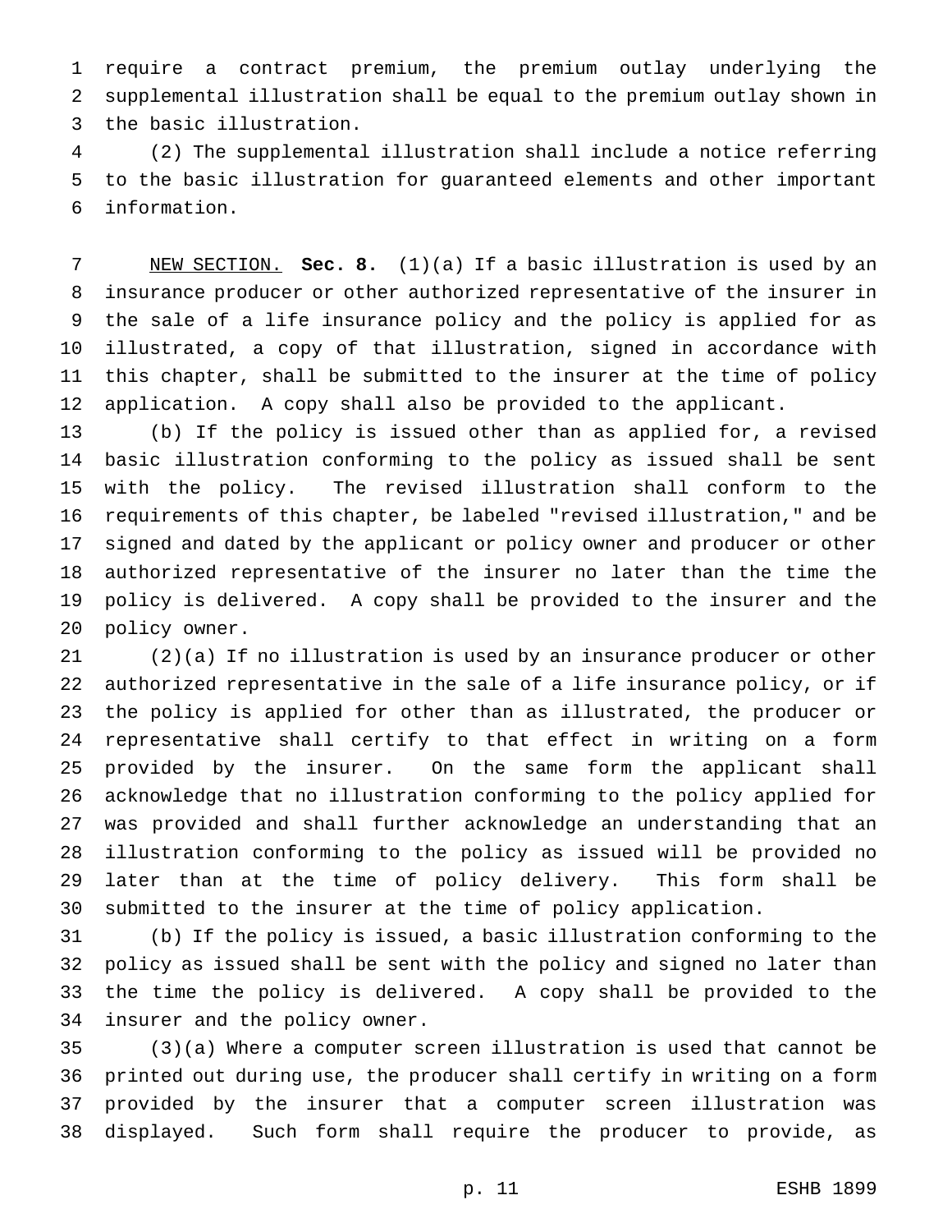require a contract premium, the premium outlay underlying the supplemental illustration shall be equal to the premium outlay shown in the basic illustration.

(2) The supplemental illustration shall include a notice referring to the basic illustration for guaranteed elements and other important information.

NEW SECTION. **Sec. 8.** (1)(a) If a basic illustration is used by an insurance producer or other authorized representative of the insurer in the sale of a life insurance policy and the policy is applied for as illustrated, a copy of that illustration, signed in accordance with this chapter, shall be submitted to the insurer at the time of policy application. A copy shall also be provided to the applicant.

(b) If the policy is issued other than as applied for, a revised basic illustration conforming to the policy as issued shall be sent with the policy. The revised illustration shall conform to the requirements of this chapter, be labeled "revised illustration," and be signed and dated by the applicant or policy owner and producer or other authorized representative of the insurer no later than the time the policy is delivered. A copy shall be provided to the insurer and the policy owner.

(2)(a) If no illustration is used by an insurance producer or other authorized representative in the sale of a life insurance policy, or if the policy is applied for other than as illustrated, the producer or representative shall certify to that effect in writing on a form provided by the insurer. On the same form the applicant shall acknowledge that no illustration conforming to the policy applied for was provided and shall further acknowledge an understanding that an illustration conforming to the policy as issued will be provided no later than at the time of policy delivery. This form shall be submitted to the insurer at the time of policy application.

(b) If the policy is issued, a basic illustration conforming to the policy as issued shall be sent with the policy and signed no later than the time the policy is delivered. A copy shall be provided to the insurer and the policy owner.

(3)(a) Where a computer screen illustration is used that cannot be printed out during use, the producer shall certify in writing on a form provided by the insurer that a computer screen illustration was displayed. Such form shall require the producer to provide, as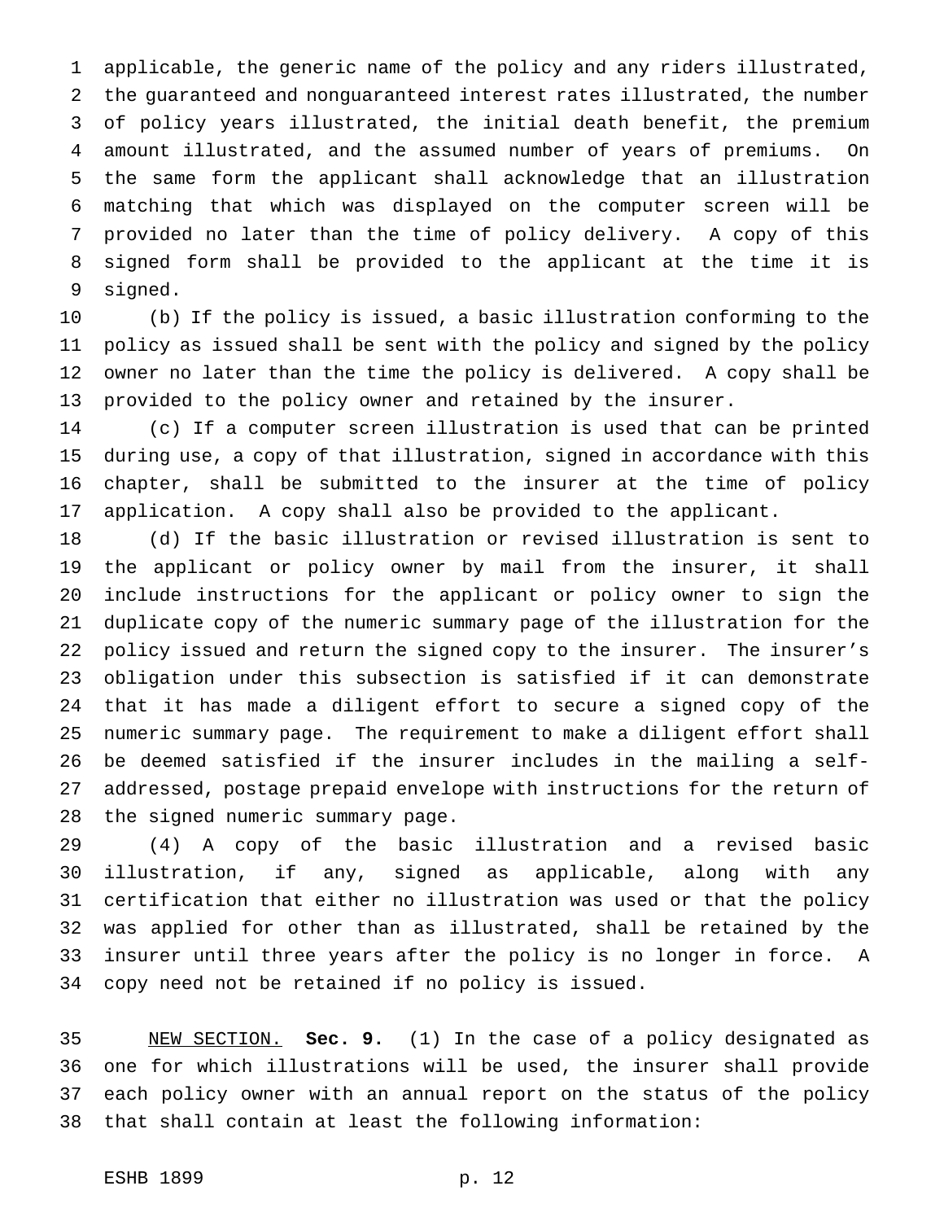applicable, the generic name of the policy and any riders illustrated, the guaranteed and nonguaranteed interest rates illustrated, the number of policy years illustrated, the initial death benefit, the premium amount illustrated, and the assumed number of years of premiums. On the same form the applicant shall acknowledge that an illustration matching that which was displayed on the computer screen will be provided no later than the time of policy delivery. A copy of this signed form shall be provided to the applicant at the time it is signed.

(b) If the policy is issued, a basic illustration conforming to the policy as issued shall be sent with the policy and signed by the policy owner no later than the time the policy is delivered. A copy shall be provided to the policy owner and retained by the insurer.

(c) If a computer screen illustration is used that can be printed during use, a copy of that illustration, signed in accordance with this chapter, shall be submitted to the insurer at the time of policy application. A copy shall also be provided to the applicant.

(d) If the basic illustration or revised illustration is sent to the applicant or policy owner by mail from the insurer, it shall include instructions for the applicant or policy owner to sign the duplicate copy of the numeric summary page of the illustration for the policy issued and return the signed copy to the insurer. The insurer's obligation under this subsection is satisfied if it can demonstrate that it has made a diligent effort to secure a signed copy of the numeric summary page. The requirement to make a diligent effort shall be deemed satisfied if the insurer includes in the mailing a self-addressed, postage prepaid envelope with instructions for the return of the signed numeric summary page.

(4) A copy of the basic illustration and a revised basic illustration, if any, signed as applicable, along with any certification that either no illustration was used or that the policy was applied for other than as illustrated, shall be retained by the insurer until three years after the policy is no longer in force. A copy need not be retained if no policy is issued.

NEW SECTION. **Sec. 9.** (1) In the case of a policy designated as one for which illustrations will be used, the insurer shall provide each policy owner with an annual report on the status of the policy that shall contain at least the following information: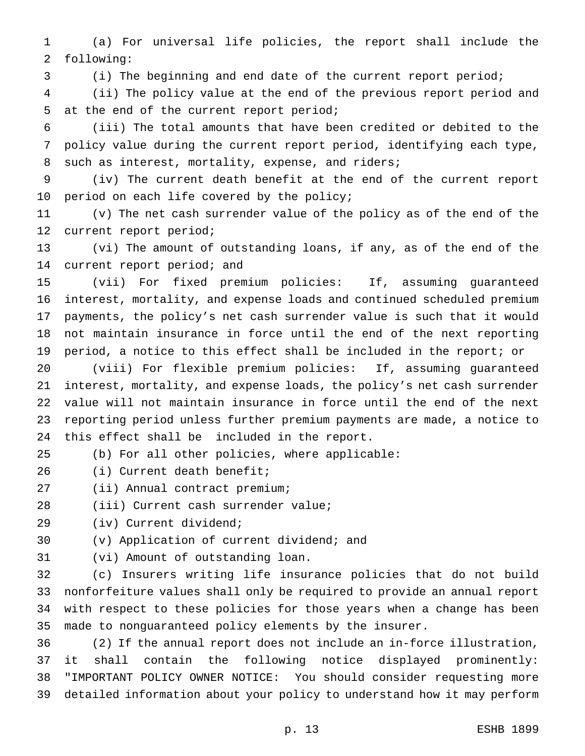(a) For universal life policies, the report shall include the following:

(i) The beginning and end date of the current report period;

(ii) The policy value at the end of the previous report period and at the end of the current report period;

(iii) The total amounts that have been credited or debited to the policy value during the current report period, identifying each type, such as interest, mortality, expense, and riders;

(iv) The current death benefit at the end of the current report period on each life covered by the policy;

(v) The net cash surrender value of the policy as of the end of the current report period;

(vi) The amount of outstanding loans, if any, as of the end of the current report period; and

(vii) For fixed premium policies: If, assuming guaranteed interest, mortality, and expense loads and continued scheduled premium payments, the policy's net cash surrender value is such that it would not maintain insurance in force until the end of the next reporting period, a notice to this effect shall be included in the report; or

(viii) For flexible premium policies: If, assuming guaranteed interest, mortality, and expense loads, the policy's net cash surrender value will not maintain insurance in force until the end of the next reporting period unless further premium payments are made, a notice to this effect shall be included in the report.

(b) For all other policies, where applicable:

(i) Current death benefit;

(ii) Annual contract premium;

(iii) Current cash surrender value;

(iv) Current dividend;

(v) Application of current dividend; and

(vi) Amount of outstanding loan.

(c) Insurers writing life insurance policies that do not build nonforfeiture values shall only be required to provide an annual report with respect to these policies for those years when a change has been made to nonguaranteed policy elements by the insurer.

(2) If the annual report does not include an in-force illustration, it shall contain the following notice displayed prominently: "IMPORTANT POLICY OWNER NOTICE: You should consider requesting more detailed information about your policy to understand how it may perform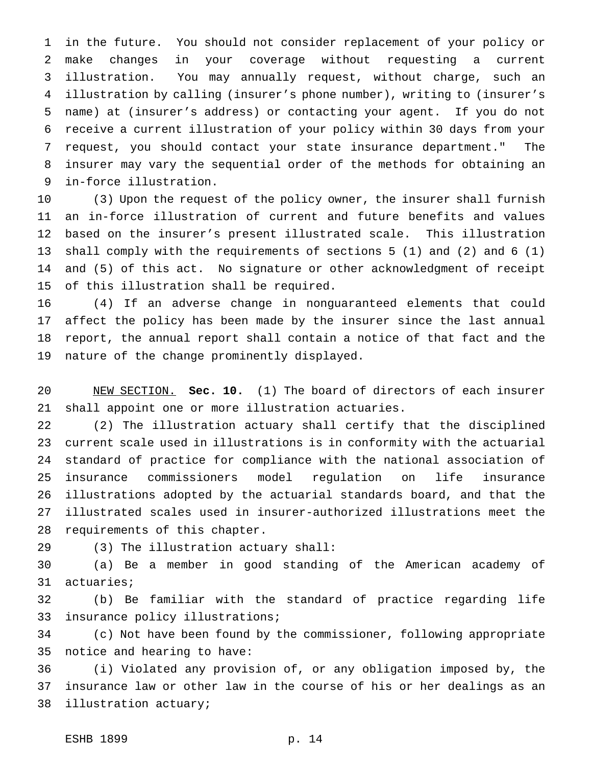in the future. You should not consider replacement of your policy or make changes in your coverage without requesting a current illustration. You may annually request, without charge, such an illustration by calling (insurer's phone number), writing to (insurer's name) at (insurer's address) or contacting your agent. If you do not receive a current illustration of your policy within 30 days from your request, you should contact your state insurance department." The insurer may vary the sequential order of the methods for obtaining an in-force illustration.

(3) Upon the request of the policy owner, the insurer shall furnish an in-force illustration of current and future benefits and values based on the insurer's present illustrated scale. This illustration shall comply with the requirements of sections 5 (1) and (2) and 6 (1) and (5) of this act. No signature or other acknowledgment of receipt of this illustration shall be required.

(4) If an adverse change in nonguaranteed elements that could affect the policy has been made by the insurer since the last annual report, the annual report shall contain a notice of that fact and the nature of the change prominently displayed.

NEW SECTION. **Sec. 10.** (1) The board of directors of each insurer shall appoint one or more illustration actuaries.

(2) The illustration actuary shall certify that the disciplined current scale used in illustrations is in conformity with the actuarial standard of practice for compliance with the national association of insurance commissioners model regulation on life insurance illustrations adopted by the actuarial standards board, and that the illustrated scales used in insurer-authorized illustrations meet the requirements of this chapter.

(3) The illustration actuary shall:

(a) Be a member in good standing of the American academy of actuaries;

(b) Be familiar with the standard of practice regarding life insurance policy illustrations;

(c) Not have been found by the commissioner, following appropriate notice and hearing to have:

(i) Violated any provision of, or any obligation imposed by, the insurance law or other law in the course of his or her dealings as an illustration actuary;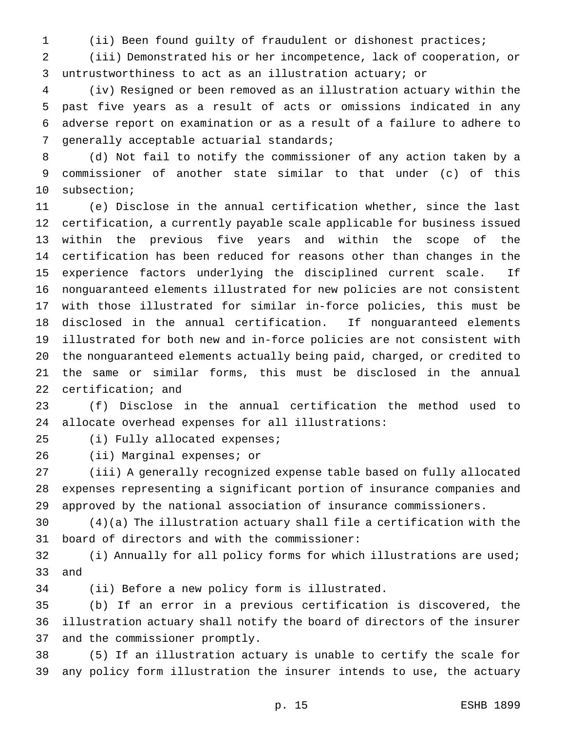(ii) Been found guilty of fraudulent or dishonest practices;

(iii) Demonstrated his or her incompetence, lack of cooperation, or untrustworthiness to act as an illustration actuary; or

(iv) Resigned or been removed as an illustration actuary within the past five years as a result of acts or omissions indicated in any adverse report on examination or as a result of a failure to adhere to generally acceptable actuarial standards;

(d) Not fail to notify the commissioner of any action taken by a commissioner of another state similar to that under (c) of this subsection;

(e) Disclose in the annual certification whether, since the last certification, a currently payable scale applicable for business issued within the previous five years and within the scope of the certification has been reduced for reasons other than changes in the experience factors underlying the disciplined current scale. If nonguaranteed elements illustrated for new policies are not consistent with those illustrated for similar in-force policies, this must be disclosed in the annual certification. If nonguaranteed elements illustrated for both new and in-force policies are not consistent with the nonguaranteed elements actually being paid, charged, or credited to the same or similar forms, this must be disclosed in the annual certification; and

(f) Disclose in the annual certification the method used to allocate overhead expenses for all illustrations:

(i) Fully allocated expenses;

(ii) Marginal expenses; or

(iii) A generally recognized expense table based on fully allocated expenses representing a significant portion of insurance companies and approved by the national association of insurance commissioners.

(4)(a) The illustration actuary shall file a certification with the board of directors and with the commissioner:

(i) Annually for all policy forms for which illustrations are used; and

(ii) Before a new policy form is illustrated.

(b) If an error in a previous certification is discovered, the illustration actuary shall notify the board of directors of the insurer and the commissioner promptly.

(5) If an illustration actuary is unable to certify the scale for any policy form illustration the insurer intends to use, the actuary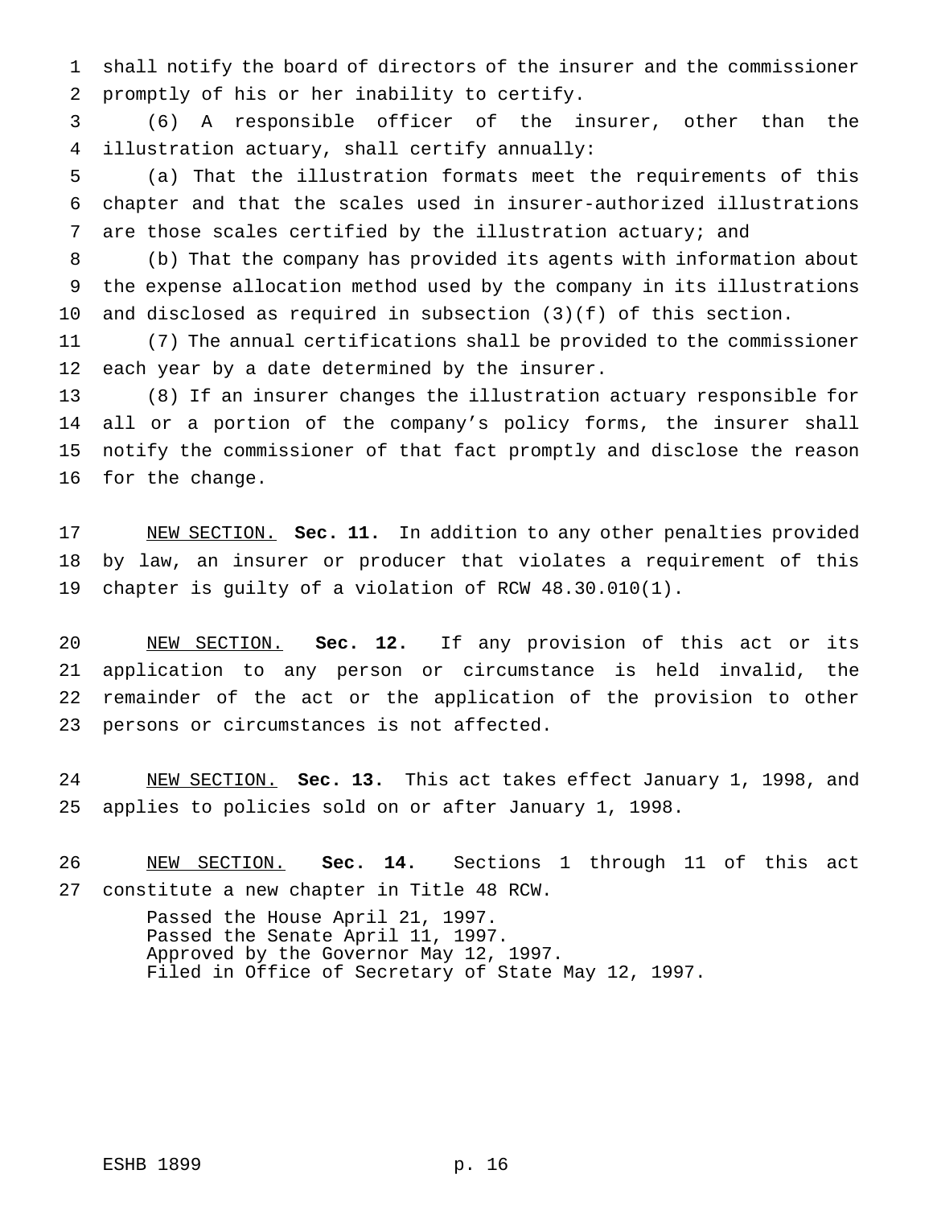shall notify the board of directors of the insurer and the commissioner promptly of his or her inability to certify.

(6) A responsible officer of the insurer, other than the illustration actuary, shall certify annually:

(a) That the illustration formats meet the requirements of this chapter and that the scales used in insurer-authorized illustrations are those scales certified by the illustration actuary; and

(b) That the company has provided its agents with information about the expense allocation method used by the company in its illustrations and disclosed as required in subsection (3)(f) of this section.

(7) The annual certifications shall be provided to the commissioner each year by a date determined by the insurer.

(8) If an insurer changes the illustration actuary responsible for all or a portion of the company's policy forms, the insurer shall notify the commissioner of that fact promptly and disclose the reason for the change.

NEW SECTION. **Sec. 11.** In addition to any other penalties provided by law, an insurer or producer that violates a requirement of this chapter is guilty of a violation of RCW 48.30.010(1).

NEW SECTION. **Sec. 12.** If any provision of this act or its application to any person or circumstance is held invalid, the remainder of the act or the application of the provision to other persons or circumstances is not affected.

NEW SECTION. **Sec. 13.** This act takes effect January 1, 1998, and applies to policies sold on or after January 1, 1998.

NEW SECTION. **Sec. 14.** Sections 1 through 11 of this act constitute a new chapter in Title 48 RCW.

Passed the House April 21, 1997.
Passed the Senate April 11, 1997.
Approved by the Governor May 12, 1997.
Filed in Office of Secretary of State May 12, 1997.